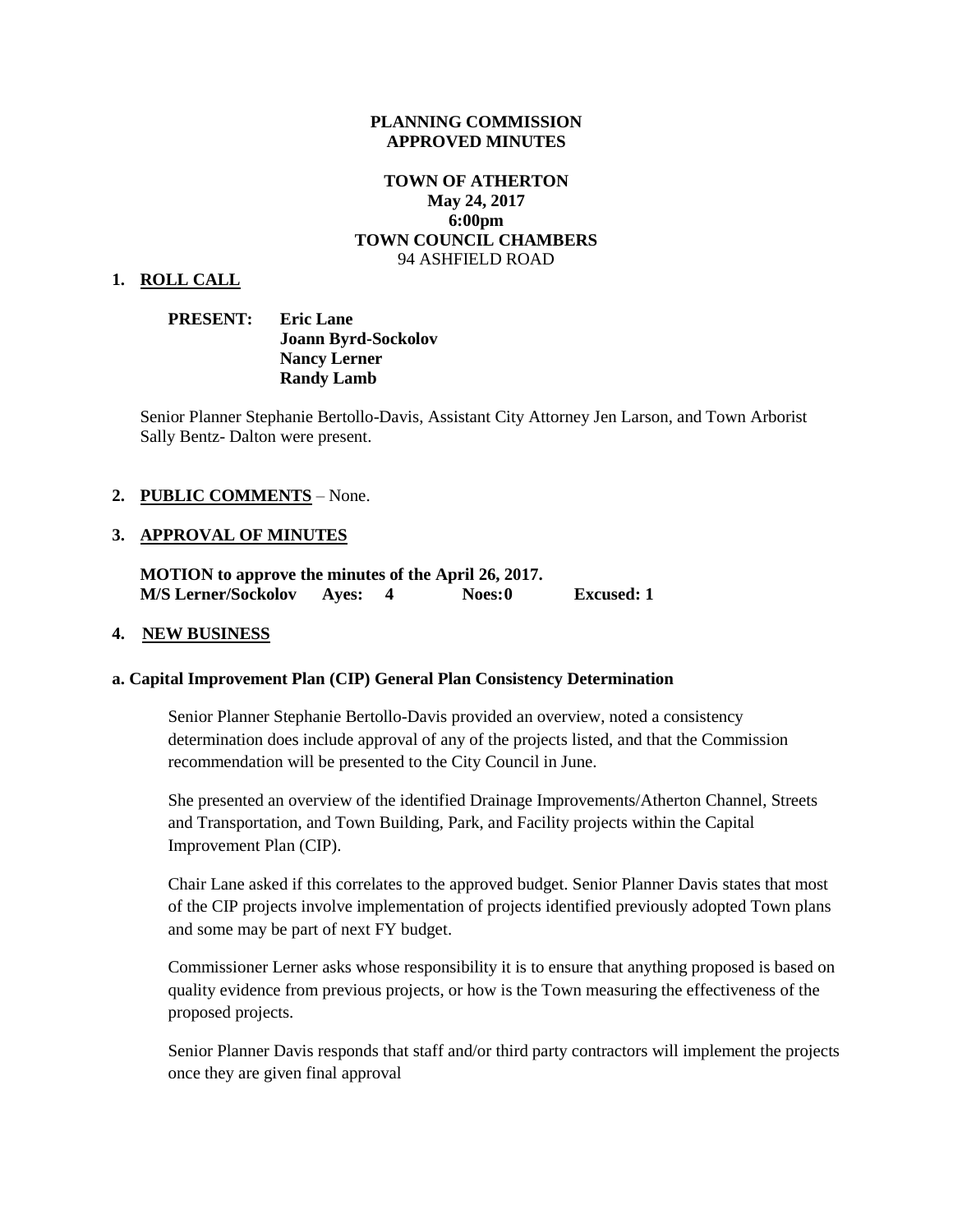**PLANNING COMMISSION**
**APPROVED MINUTES**

**TOWN OF ATHERTON**
**May 24, 2017**
**6:00pm**
**TOWN COUNCIL CHAMBERS**
94 ASHFIELD ROAD

## 1. ROLL CALL

**PRESENT:** **Eric Lane**
**Joann Byrd-Sockolov**
**Nancy Lerner**
**Randy Lamb**

Senior Planner Stephanie Bertollo-Davis, Assistant City Attorney Jen Larson, and Town Arborist Sally Bentz- Dalton were present.

## 2. PUBLIC COMMENTS – None.

## 3. APPROVAL OF MINUTES

**MOTION to approve the minutes of the April 26, 2017.**
**M/S Lerner/Sockolov Ayes: 4 Noes: 0 Excused: 1**

## 4. NEW BUSINESS

### a. Capital Improvement Plan (CIP) General Plan Consistency Determination

Senior Planner Stephanie Bertollo-Davis provided an overview, noted a consistency determination does include approval of any of the projects listed, and that the Commission recommendation will be presented to the City Council in June.

She presented an overview of the identified Drainage Improvements/Atherton Channel, Streets and Transportation, and Town Building, Park, and Facility projects within the Capital Improvement Plan (CIP).

Chair Lane asked if this correlates to the approved budget. Senior Planner Davis states that most of the CIP projects involve implementation of projects identified previously adopted Town plans and some may be part of next FY budget.

Commissioner Lerner asks whose responsibility it is to ensure that anything proposed is based on quality evidence from previous projects, or how is the Town measuring the effectiveness of the proposed projects.

Senior Planner Davis responds that staff and/or third party contractors will implement the projects once they are given final approval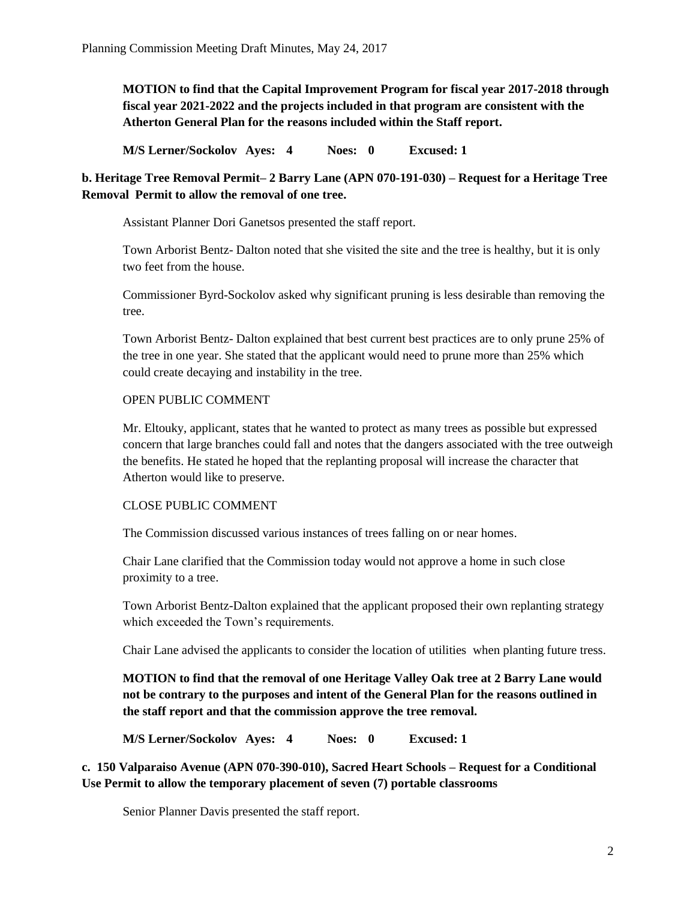**MOTION to find that the Capital Improvement Program for fiscal year 2017-2018 through fiscal year 2021-2022 and the projects included in that program are consistent with the Atherton General Plan for the reasons included within the Staff report.**

**M/S Lerner/Sockolov Ayes: 4 Noes: 0 Excused: 1**

**b. Heritage Tree Removal Permit– 2 Barry Lane (APN 070-191-030) – Request for a Heritage Tree Removal Permit to allow the removal of one tree.**

Assistant Planner Dori Ganetsos presented the staff report.

Town Arborist Bentz- Dalton noted that she visited the site and the tree is healthy, but it is only two feet from the house.

Commissioner Byrd-Sockolov asked why significant pruning is less desirable than removing the tree.

Town Arborist Bentz- Dalton explained that best current best practices are to only prune 25% of the tree in one year. She stated that the applicant would need to prune more than 25% which could create decaying and instability in the tree.

OPEN PUBLIC COMMENT

Mr. Eltouky, applicant, states that he wanted to protect as many trees as possible but expressed concern that large branches could fall and notes that the dangers associated with the tree outweigh the benefits. He stated he hoped that the replanting proposal will increase the character that Atherton would like to preserve.

CLOSE PUBLIC COMMENT

The Commission discussed various instances of trees falling on or near homes.

Chair Lane clarified that the Commission today would not approve a home in such close proximity to a tree.

Town Arborist Bentz-Dalton explained that the applicant proposed their own replanting strategy which exceeded the Town's requirements.

Chair Lane advised the applicants to consider the location of utilities when planting future tress.

**MOTION to find that the removal of one Heritage Valley Oak tree at 2 Barry Lane would not be contrary to the purposes and intent of the General Plan for the reasons outlined in the staff report and that the commission approve the tree removal.**

**M/S Lerner/Sockolov Ayes: 4 Noes: 0 Excused: 1**

**c. 150 Valparaiso Avenue (APN 070-390-010), Sacred Heart Schools – Request for a Conditional Use Permit to allow the temporary placement of seven (7) portable classrooms**

Senior Planner Davis presented the staff report.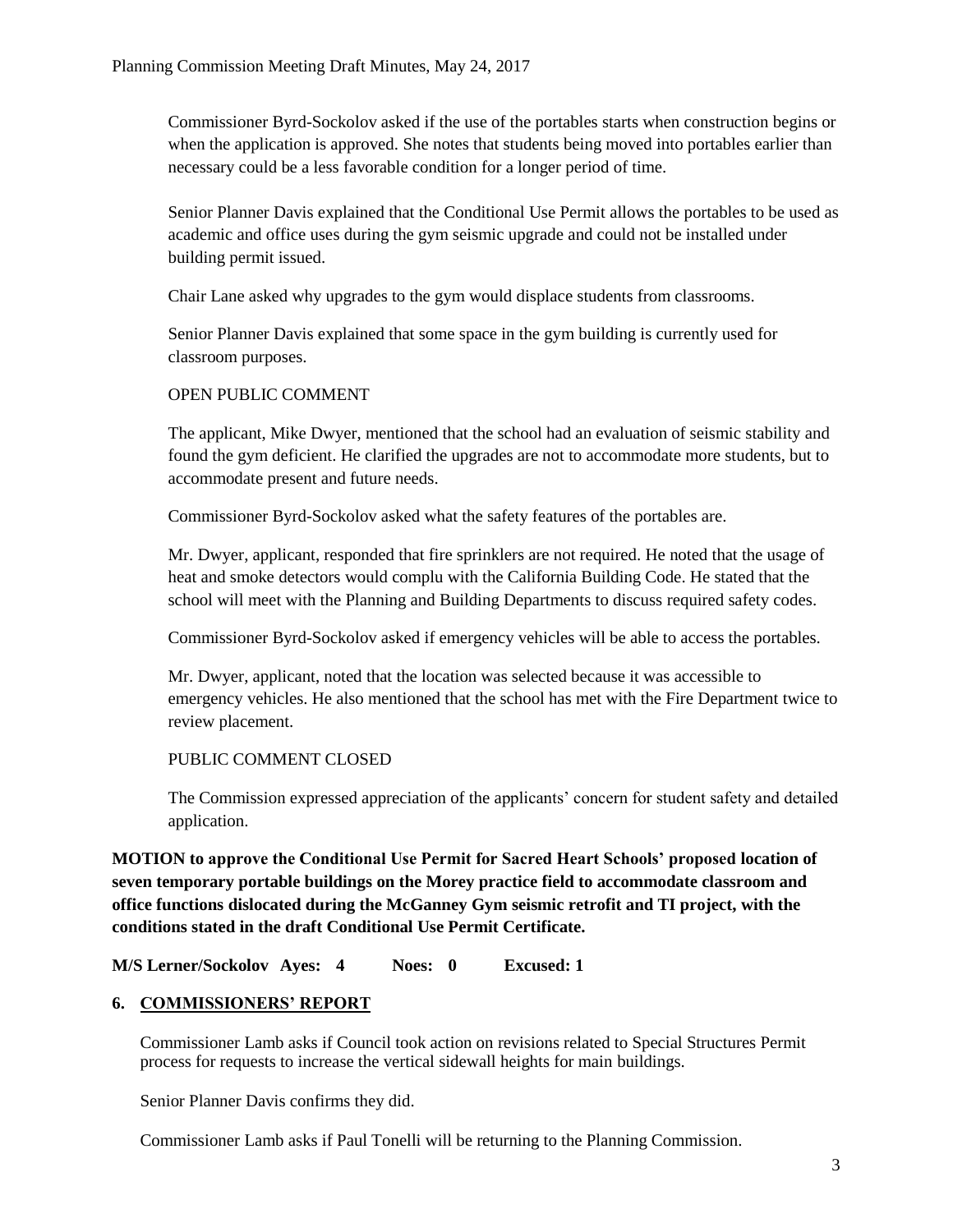Commissioner Byrd-Sockolov asked if the use of the portables starts when construction begins or when the application is approved. She notes that students being moved into portables earlier than necessary could be a less favorable condition for a longer period of time.

Senior Planner Davis explained that the Conditional Use Permit allows the portables to be used as academic and office uses during the gym seismic upgrade and could not be installed under building permit issued.

Chair Lane asked why upgrades to the gym would displace students from classrooms.

Senior Planner Davis explained that some space in the gym building is currently used for classroom purposes.

OPEN PUBLIC COMMENT

The applicant, Mike Dwyer, mentioned that the school had an evaluation of seismic stability and found the gym deficient. He clarified the upgrades are not to accommodate more students, but to accommodate present and future needs.

Commissioner Byrd-Sockolov asked what the safety features of the portables are.

Mr. Dwyer, applicant, responded that fire sprinklers are not required. He noted that the usage of heat and smoke detectors would complu with the California Building Code. He stated that the school will meet with the Planning and Building Departments to discuss required safety codes.

Commissioner Byrd-Sockolov asked if emergency vehicles will be able to access the portables.

Mr. Dwyer, applicant, noted that the location was selected because it was accessible to emergency vehicles. He also mentioned that the school has met with the Fire Department twice to review placement.

PUBLIC COMMENT CLOSED

The Commission expressed appreciation of the applicants' concern for student safety and detailed application.

**MOTION to approve the Conditional Use Permit for Sacred Heart Schools' proposed location of seven temporary portable buildings on the Morey practice field to accommodate classroom and office functions dislocated during the McGanney Gym seismic retrofit and TI project, with the conditions stated in the draft Conditional Use Permit Certificate.**

**M/S Lerner/Sockolov Ayes: 4 Noes: 0 Excused: 1**

## 6. COMMISSIONERS' REPORT

Commissioner Lamb asks if Council took action on revisions related to Special Structures Permit process for requests to increase the vertical sidewall heights for main buildings.

Senior Planner Davis confirms they did.

Commissioner Lamb asks if Paul Tonelli will be returning to the Planning Commission.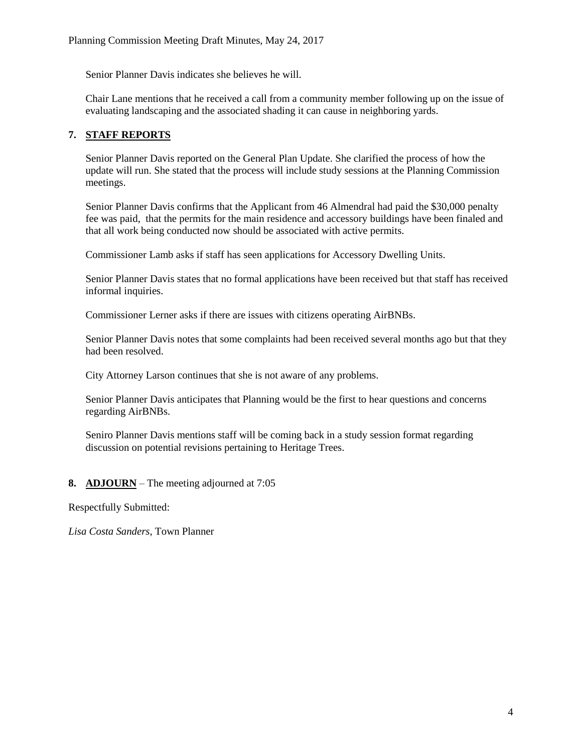Senior Planner Davis indicates she believes he will.

Chair Lane mentions that he received a call from a community member following up on the issue of evaluating landscaping and the associated shading it can cause in neighboring yards.

## 7. STAFF REPORTS

Senior Planner Davis reported on the General Plan Update. She clarified the process of how the update will run. She stated that the process will include study sessions at the Planning Commission meetings.

Senior Planner Davis confirms that the Applicant from 46 Almendral had paid the $30,000 penalty fee was paid, that the permits for the main residence and accessory buildings have been finaled and that all work being conducted now should be associated with active permits.

Commissioner Lamb asks if staff has seen applications for Accessory Dwelling Units.

Senior Planner Davis states that no formal applications have been received but that staff has received informal inquiries.

Commissioner Lerner asks if there are issues with citizens operating AirBNBs.

Senior Planner Davis notes that some complaints had been received several months ago but that they had been resolved.

City Attorney Larson continues that she is not aware of any problems.

Senior Planner Davis anticipates that Planning would be the first to hear questions and concerns regarding AirBNBs.

Seniro Planner Davis mentions staff will be coming back in a study session format regarding discussion on potential revisions pertaining to Heritage Trees.

## 8. ADJOURN – The meeting adjourned at 7:05

Respectfully Submitted:

*Lisa Costa Sanders*, Town Planner